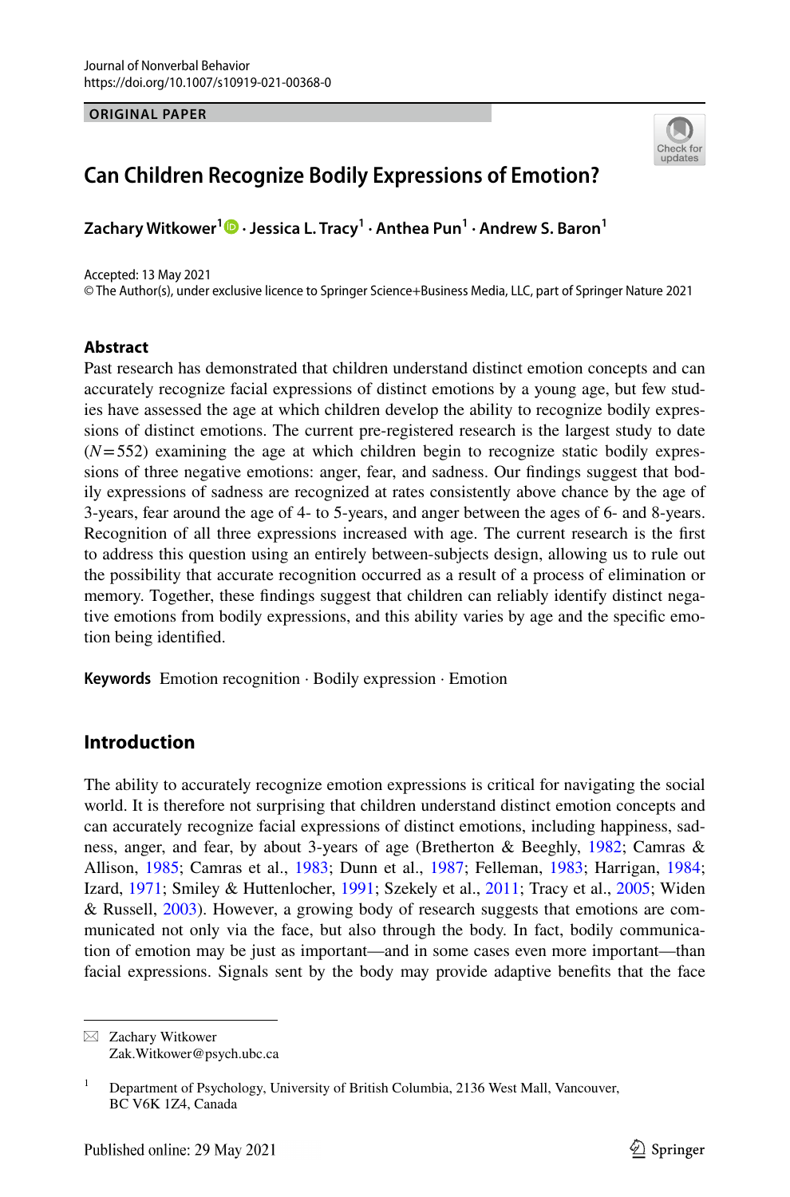Journal of Nonverbal Behavior
https://doi.org/10.1007/s10919-021-00368-0

**ORIGINAL PAPER**

# Can Children Recognize Bodily Expressions of Emotion?

**Zachary Witkower[1] · Jessica L. Tracy[1] · Anthea Pun[1] · Andrew S. Baron[1]**

Accepted: 13 May 2021
© The Author(s), under exclusive licence to Springer Science+Business Media, LLC, part of Springer Nature 2021

## Abstract

Past research has demonstrated that children understand distinct emotion concepts and can accurately recognize facial expressions of distinct emotions by a young age, but few studies have assessed the age at which children develop the ability to recognize bodily expressions of distinct emotions. The current pre-registered research is the largest study to date ($N = 552$) examining the age at which children begin to recognize static bodily expressions of three negative emotions: anger, fear, and sadness. Our findings suggest that bodily expressions of sadness are recognized at rates consistently above chance by the age of 3-years, fear around the age of 4- to 5-years, and anger between the ages of 6- and 8-years. Recognition of all three expressions increased with age. The current research is the first to address this question using an entirely between-subjects design, allowing us to rule out the possibility that accurate recognition occurred as a result of a process of elimination or memory. Together, these findings suggest that children can reliably identify distinct negative emotions from bodily expressions, and this ability varies by age and the specific emotion being identified.

**Keywords** Emotion recognition · Bodily expression · Emotion

## Introduction

The ability to accurately recognize emotion expressions is critical for navigating the social world. It is therefore not surprising that children understand distinct emotion concepts and can accurately recognize facial expressions of distinct emotions, including happiness, sadness, anger, and fear, by about 3-years of age (Bretherton & Beeghly, 1982; Camras & Allison, 1985; Camras et al., 1983; Dunn et al., 1987; Felleman, 1983; Harrigan, 1984; Izard, 1971; Smiley & Huttenlocher, 1991; Szekely et al., 2011; Tracy et al., 2005; Widen & Russell, 2003). However, a growing body of research suggests that emotions are communicated not only via the face, but also through the body. In fact, bodily communication of emotion may be just as important—and in some cases even more important—than facial expressions. Signals sent by the body may provide adaptive benefits that the face

---

✉ Zachary Witkower
Zak.Witkower@psych.ubc.ca

[1] Department of Psychology, University of British Columbia, 2136 West Mall, Vancouver, BC V6K 1Z4, Canada

Published online: 29 May 2021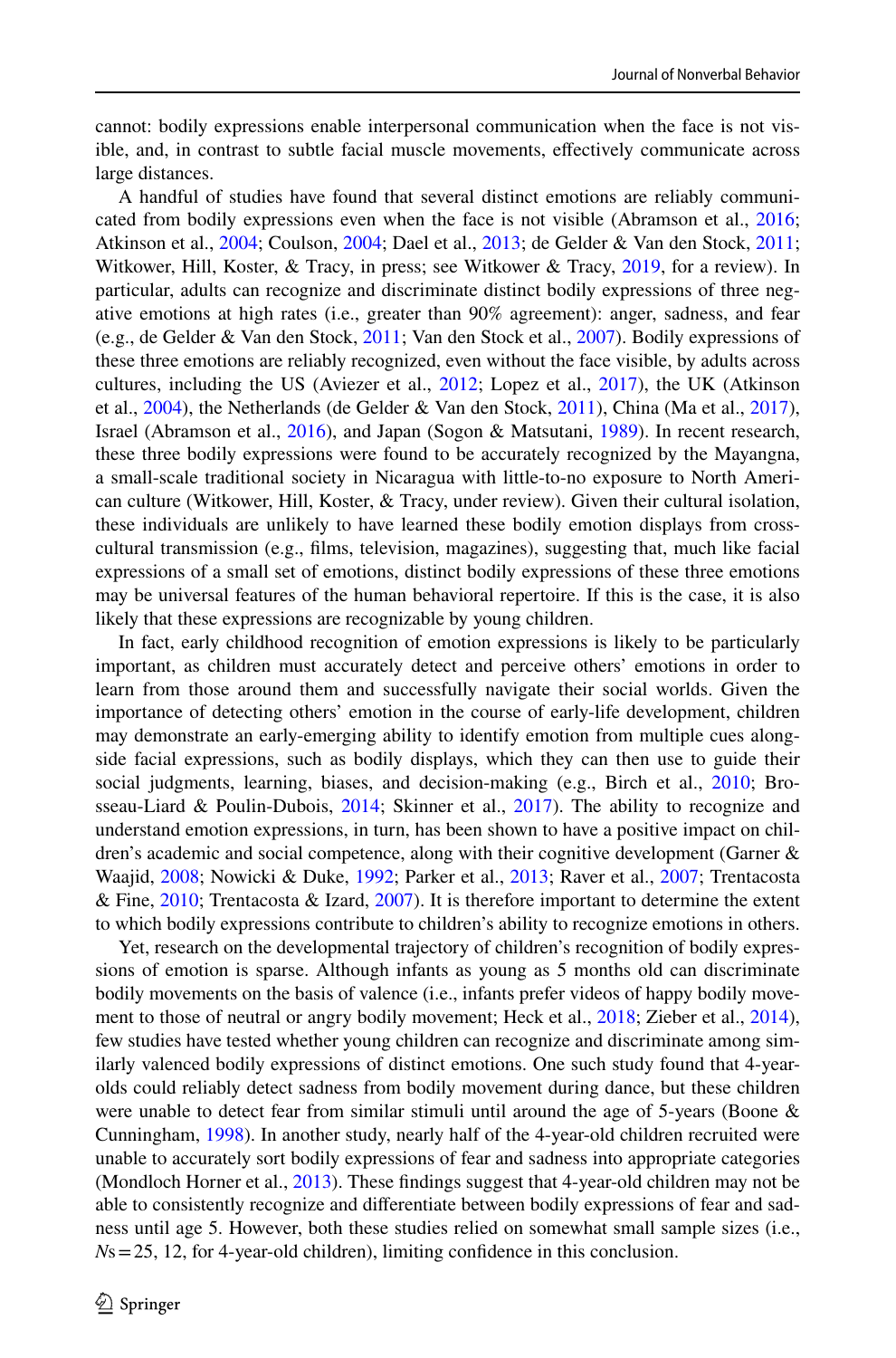cannot: bodily expressions enable interpersonal communication when the face is not visible, and, in contrast to subtle facial muscle movements, effectively communicate across large distances.

A handful of studies have found that several distinct emotions are reliably communicated from bodily expressions even when the face is not visible (Abramson et al., 2016; Atkinson et al., 2004; Coulson, 2004; Dael et al., 2013; de Gelder & Van den Stock, 2011; Witkower, Hill, Koster, & Tracy, in press; see Witkower & Tracy, 2019, for a review). In particular, adults can recognize and discriminate distinct bodily expressions of three negative emotions at high rates (i.e., greater than 90% agreement): anger, sadness, and fear (e.g., de Gelder & Van den Stock, 2011; Van den Stock et al., 2007). Bodily expressions of these three emotions are reliably recognized, even without the face visible, by adults across cultures, including the US (Aviezer et al., 2012; Lopez et al., 2017), the UK (Atkinson et al., 2004), the Netherlands (de Gelder & Van den Stock, 2011), China (Ma et al., 2017), Israel (Abramson et al., 2016), and Japan (Sogon & Matsutani, 1989). In recent research, these three bodily expressions were found to be accurately recognized by the Mayangna, a small-scale traditional society in Nicaragua with little-to-no exposure to North American culture (Witkower, Hill, Koster, & Tracy, under review). Given their cultural isolation, these individuals are unlikely to have learned these bodily emotion displays from cross-cultural transmission (e.g., films, television, magazines), suggesting that, much like facial expressions of a small set of emotions, distinct bodily expressions of these three emotions may be universal features of the human behavioral repertoire. If this is the case, it is also likely that these expressions are recognizable by young children.

In fact, early childhood recognition of emotion expressions is likely to be particularly important, as children must accurately detect and perceive others' emotions in order to learn from those around them and successfully navigate their social worlds. Given the importance of detecting others' emotion in the course of early-life development, children may demonstrate an early-emerging ability to identify emotion from multiple cues alongside facial expressions, such as bodily displays, which they can then use to guide their social judgments, learning, biases, and decision-making (e.g., Birch et al., 2010; Brosseau-Liard & Poulin-Dubois, 2014; Skinner et al., 2017). The ability to recognize and understand emotion expressions, in turn, has been shown to have a positive impact on children's academic and social competence, along with their cognitive development (Garner & Waajid, 2008; Nowicki & Duke, 1992; Parker et al., 2013; Raver et al., 2007; Trentacosta & Fine, 2010; Trentacosta & Izard, 2007). It is therefore important to determine the extent to which bodily expressions contribute to children's ability to recognize emotions in others.

Yet, research on the developmental trajectory of children's recognition of bodily expressions of emotion is sparse. Although infants as young as 5 months old can discriminate bodily movements on the basis of valence (i.e., infants prefer videos of happy bodily movement to those of neutral or angry bodily movement; Heck et al., 2018; Zieber et al., 2014), few studies have tested whether young children can recognize and discriminate among similarly valenced bodily expressions of distinct emotions. One such study found that 4-year-olds could reliably detect sadness from bodily movement during dance, but these children were unable to detect fear from similar stimuli until around the age of 5-years (Boone & Cunningham, 1998). In another study, nearly half of the 4-year-old children recruited were unable to accurately sort bodily expressions of fear and sadness into appropriate categories (Mondloch Horner et al., 2013). These findings suggest that 4-year-old children may not be able to consistently recognize and differentiate between bodily expressions of fear and sadness until age 5. However, both these studies relied on somewhat small sample sizes (i.e., *N*s = 25, 12, for 4-year-old children), limiting confidence in this conclusion.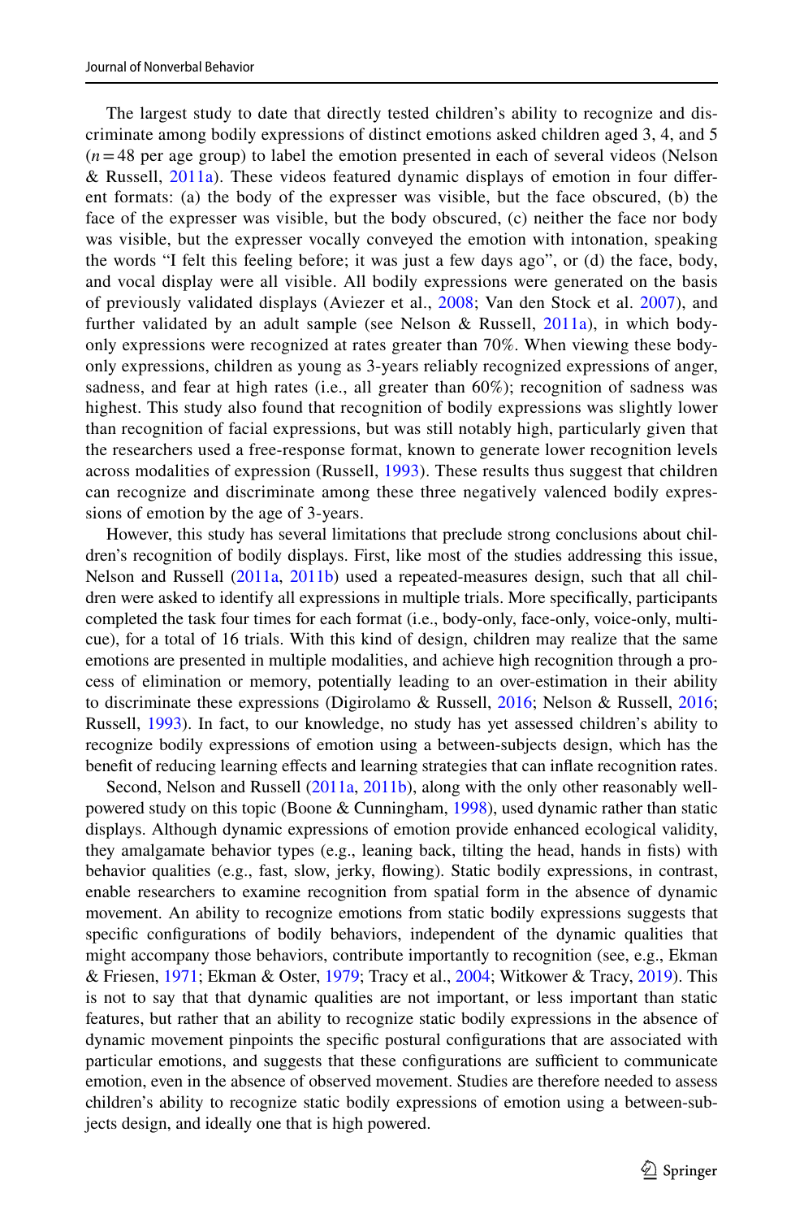The largest study to date that directly tested children's ability to recognize and discriminate among bodily expressions of distinct emotions asked children aged 3, 4, and 5 ($n = 48$ per age group) to label the emotion presented in each of several videos (Nelson & Russell, 2011a). These videos featured dynamic displays of emotion in four different formats: (a) the body of the expresser was visible, but the face obscured, (b) the face of the expresser was visible, but the body obscured, (c) neither the face nor body was visible, but the expresser vocally conveyed the emotion with intonation, speaking the words "I felt this feeling before; it was just a few days ago", or (d) the face, body, and vocal display were all visible. All bodily expressions were generated on the basis of previously validated displays (Aviezer et al., 2008; Van den Stock et al. 2007), and further validated by an adult sample (see Nelson & Russell, 2011a), in which body-only expressions were recognized at rates greater than 70%. When viewing these body-only expressions, children as young as 3-years reliably recognized expressions of anger, sadness, and fear at high rates (i.e., all greater than 60%); recognition of sadness was highest. This study also found that recognition of bodily expressions was slightly lower than recognition of facial expressions, but was still notably high, particularly given that the researchers used a free-response format, known to generate lower recognition levels across modalities of expression (Russell, 1993). These results thus suggest that children can recognize and discriminate among these three negatively valenced bodily expressions of emotion by the age of 3-years.

However, this study has several limitations that preclude strong conclusions about children's recognition of bodily displays. First, like most of the studies addressing this issue, Nelson and Russell (2011a, 2011b) used a repeated-measures design, such that all children were asked to identify all expressions in multiple trials. More specifically, participants completed the task four times for each format (i.e., body-only, face-only, voice-only, multi-cue), for a total of 16 trials. With this kind of design, children may realize that the same emotions are presented in multiple modalities, and achieve high recognition through a process of elimination or memory, potentially leading to an over-estimation in their ability to discriminate these expressions (Digirolamo & Russell, 2016; Nelson & Russell, 2016; Russell, 1993). In fact, to our knowledge, no study has yet assessed children's ability to recognize bodily expressions of emotion using a between-subjects design, which has the benefit of reducing learning effects and learning strategies that can inflate recognition rates.

Second, Nelson and Russell (2011a, 2011b), along with the only other reasonably well-powered study on this topic (Boone & Cunningham, 1998), used dynamic rather than static displays. Although dynamic expressions of emotion provide enhanced ecological validity, they amalgamate behavior types (e.g., leaning back, tilting the head, hands in fists) with behavior qualities (e.g., fast, slow, jerky, flowing). Static bodily expressions, in contrast, enable researchers to examine recognition from spatial form in the absence of dynamic movement. An ability to recognize emotions from static bodily expressions suggests that specific configurations of bodily behaviors, independent of the dynamic qualities that might accompany those behaviors, contribute importantly to recognition (see, e.g., Ekman & Friesen, 1971; Ekman & Oster, 1979; Tracy et al., 2004; Witkower & Tracy, 2019). This is not to say that that dynamic qualities are not important, or less important than static features, but rather that an ability to recognize static bodily expressions in the absence of dynamic movement pinpoints the specific postural configurations that are associated with particular emotions, and suggests that these configurations are sufficient to communicate emotion, even in the absence of observed movement. Studies are therefore needed to assess children's ability to recognize static bodily expressions of emotion using a between-subjects design, and ideally one that is high powered.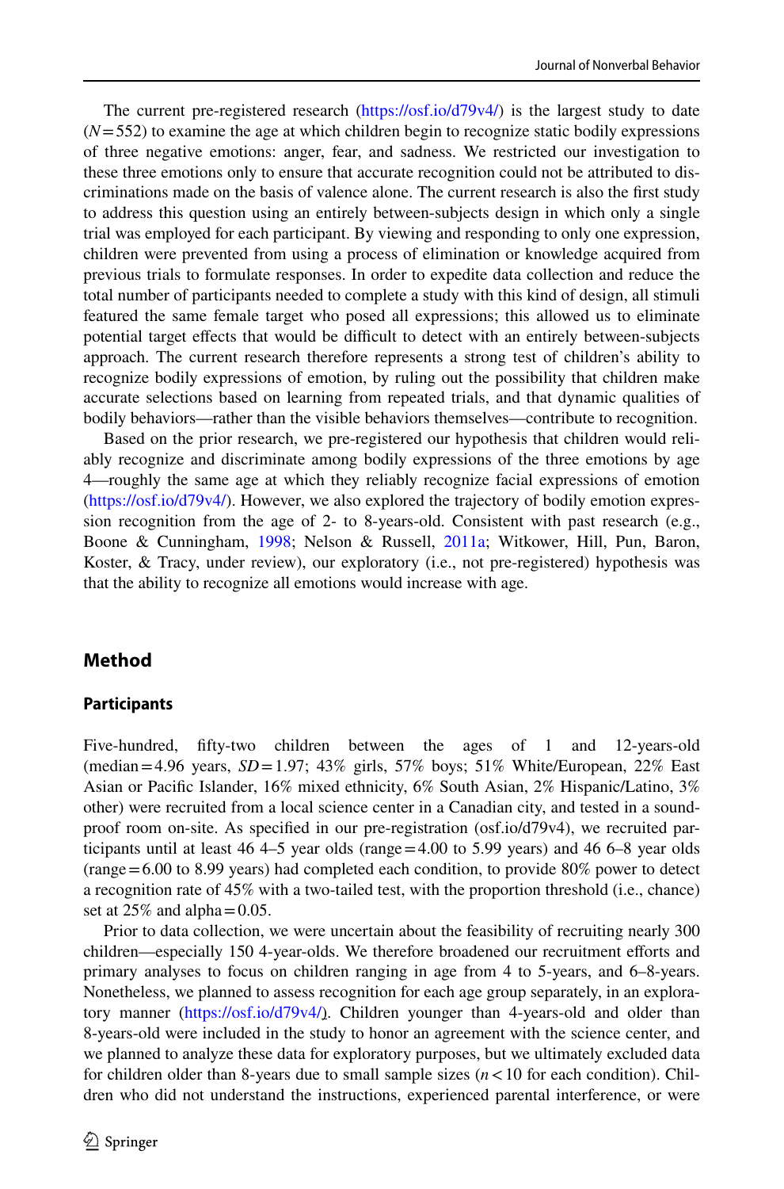The current pre-registered research (https://osf.io/d79v4/) is the largest study to date ($N = 552$) to examine the age at which children begin to recognize static bodily expressions of three negative emotions: anger, fear, and sadness. We restricted our investigation to these three emotions only to ensure that accurate recognition could not be attributed to discriminations made on the basis of valence alone. The current research is also the first study to address this question using an entirely between-subjects design in which only a single trial was employed for each participant. By viewing and responding to only one expression, children were prevented from using a process of elimination or knowledge acquired from previous trials to formulate responses. In order to expedite data collection and reduce the total number of participants needed to complete a study with this kind of design, all stimuli featured the same female target who posed all expressions; this allowed us to eliminate potential target effects that would be difficult to detect with an entirely between-subjects approach. The current research therefore represents a strong test of children's ability to recognize bodily expressions of emotion, by ruling out the possibility that children make accurate selections based on learning from repeated trials, and that dynamic qualities of bodily behaviors—rather than the visible behaviors themselves—contribute to recognition.

Based on the prior research, we pre-registered our hypothesis that children would reliably recognize and discriminate among bodily expressions of the three emotions by age 4—roughly the same age at which they reliably recognize facial expressions of emotion (https://osf.io/d79v4/). However, we also explored the trajectory of bodily emotion expression recognition from the age of 2- to 8-years-old. Consistent with past research (e.g., Boone & Cunningham, 1998; Nelson & Russell, 2011a; Witkower, Hill, Pun, Baron, Koster, & Tracy, under review), our exploratory (i.e., not pre-registered) hypothesis was that the ability to recognize all emotions would increase with age.

## Method

### Participants

Five-hundred, fifty-two children between the ages of 1 and 12-years-old (median = 4.96 years, $SD = 1.97$; 43% girls, 57% boys; 51% White/European, 22% East Asian or Pacific Islander, 16% mixed ethnicity, 6% South Asian, 2% Hispanic/Latino, 3% other) were recruited from a local science center in a Canadian city, and tested in a sound-proof room on-site. As specified in our pre-registration (osf.io/d79v4), we recruited participants until at least 46 4–5 year olds (range = 4.00 to 5.99 years) and 46 6–8 year olds (range = 6.00 to 8.99 years) had completed each condition, to provide 80% power to detect a recognition rate of 45% with a two-tailed test, with the proportion threshold (i.e., chance) set at 25% and alpha = 0.05.

Prior to data collection, we were uncertain about the feasibility of recruiting nearly 300 children—especially 150 4-year-olds. We therefore broadened our recruitment efforts and primary analyses to focus on children ranging in age from 4 to 5-years, and 6–8-years. Nonetheless, we planned to assess recognition for each age group separately, in an exploratory manner (https://osf.io/d79v4/). Children younger than 4-years-old and older than 8-years-old were included in the study to honor an agreement with the science center, and we planned to analyze these data for exploratory purposes, but we ultimately excluded data for children older than 8-years due to small sample sizes ($n < 10$ for each condition). Children who did not understand the instructions, experienced parental interference, or were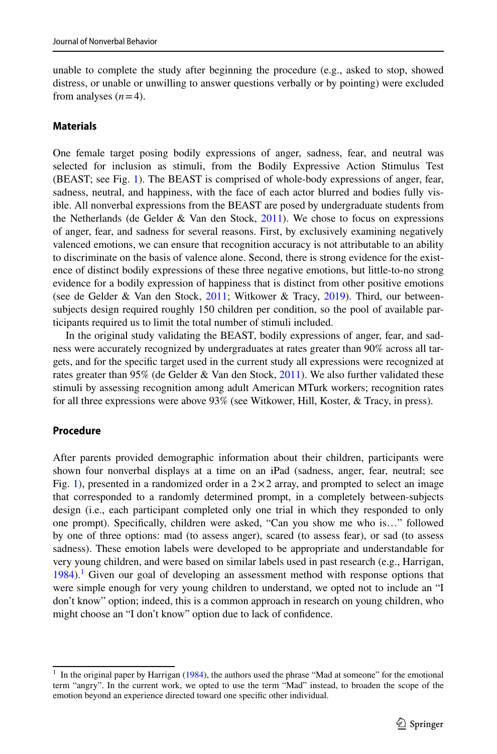unable to complete the study after beginning the procedure (e.g., asked to stop, showed distress, or unable or unwilling to answer questions verbally or by pointing) were excluded from analyses ($n = 4$).

### Materials

One female target posing bodily expressions of anger, sadness, fear, and neutral was selected for inclusion as stimuli, from the Bodily Expressive Action Stimulus Test (BEAST; see Fig. 1). The BEAST is comprised of whole-body expressions of anger, fear, sadness, neutral, and happiness, with the face of each actor blurred and bodies fully visible. All nonverbal expressions from the BEAST are posed by undergraduate students from the Netherlands (de Gelder & Van den Stock, 2011). We chose to focus on expressions of anger, fear, and sadness for several reasons. First, by exclusively examining negatively valenced emotions, we can ensure that recognition accuracy is not attributable to an ability to discriminate on the basis of valence alone. Second, there is strong evidence for the existence of distinct bodily expressions of these three negative emotions, but little-to-no strong evidence for a bodily expression of happiness that is distinct from other positive emotions (see de Gelder & Van den Stock, 2011; Witkower & Tracy, 2019). Third, our between-subjects design required roughly 150 children per condition, so the pool of available participants required us to limit the total number of stimuli included.

In the original study validating the BEAST, bodily expressions of anger, fear, and sadness were accurately recognized by undergraduates at rates greater than 90% across all targets, and for the specific target used in the current study all expressions were recognized at rates greater than 95% (de Gelder & Van den Stock, 2011). We also further validated these stimuli by assessing recognition among adult American MTurk workers; recognition rates for all three expressions were above 93% (see Witkower, Hill, Koster, & Tracy, in press).

### Procedure

After parents provided demographic information about their children, participants were shown four nonverbal displays at a time on an iPad (sadness, anger, fear, neutral; see Fig. 1), presented in a randomized order in a $2 \times 2$ array, and prompted to select an image that corresponded to a randomly determined prompt, in a completely between-subjects design (i.e., each participant completed only one trial in which they responded to only one prompt). Specifically, children were asked, "Can you show me who is…" followed by one of three options: mad (to assess anger), scared (to assess fear), or sad (to assess sadness). These emotion labels were developed to be appropriate and understandable for very young children, and were based on similar labels used in past research (e.g., Harrigan, 1984).[1] Given our goal of developing an assessment method with response options that were simple enough for very young children to understand, we opted not to include an "I don't know" option; indeed, this is a common approach in research on young children, who might choose an "I don't know" option due to lack of confidence.

[1] In the original paper by Harrigan (1984), the authors used the phrase "Mad at someone" for the emotional term "angry". In the current work, we opted to use the term "Mad" instead, to broaden the scope of the emotion beyond an experience directed toward one specific other individual.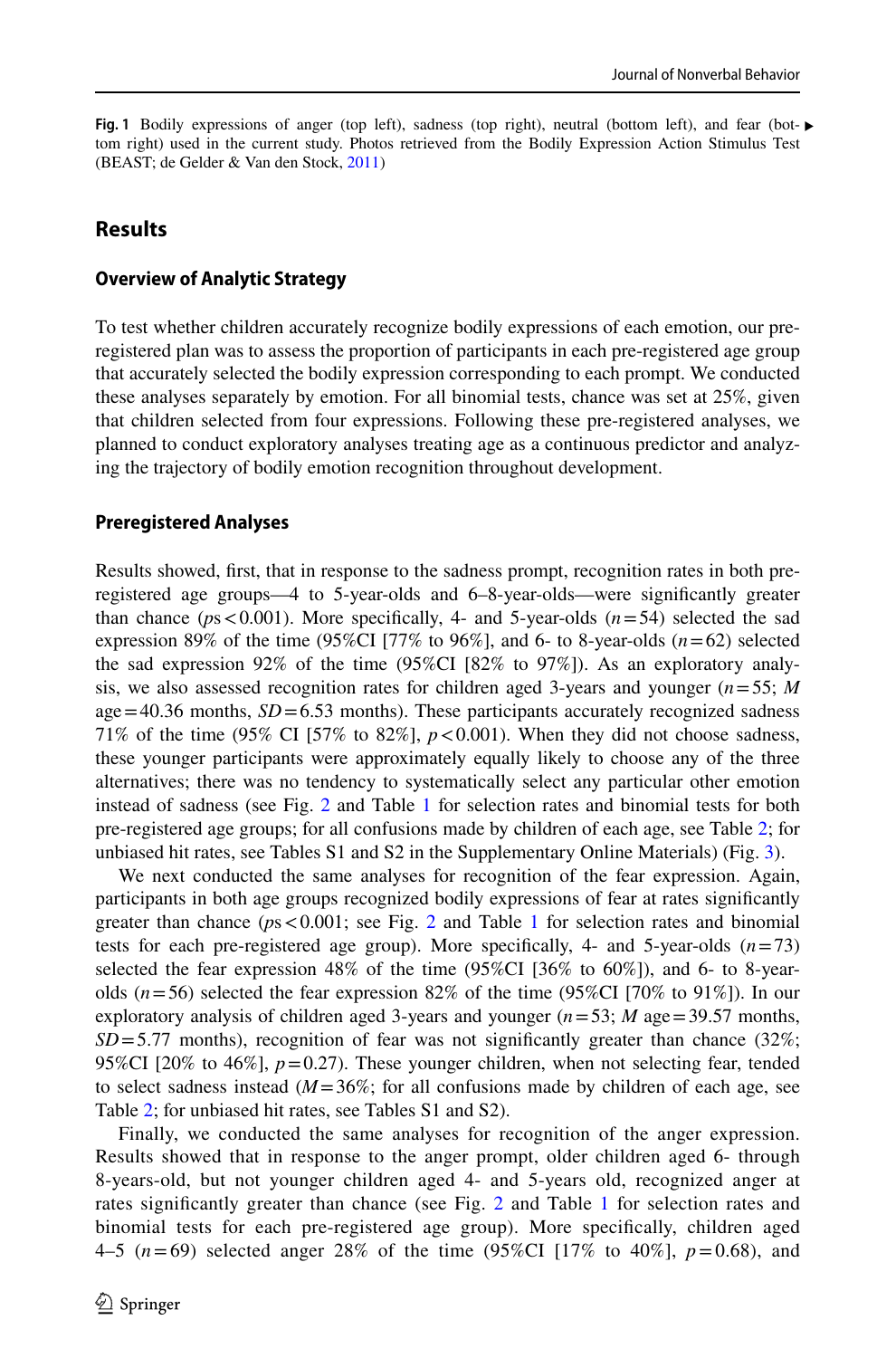**Fig. 1** Bodily expressions of anger (top left), sadness (top right), neutral (bottom left), and fear (bottom right) used in the current study. Photos retrieved from the Bodily Expression Action Stimulus Test (BEAST; de Gelder & Van den Stock, 2011)

## Results

### Overview of Analytic Strategy

To test whether children accurately recognize bodily expressions of each emotion, our preregistered plan was to assess the proportion of participants in each pre-registered age group that accurately selected the bodily expression corresponding to each prompt. We conducted these analyses separately by emotion. For all binomial tests, chance was set at 25%, given that children selected from four expressions. Following these pre-registered analyses, we planned to conduct exploratory analyses treating age as a continuous predictor and analyzing the trajectory of bodily emotion recognition throughout development.

### Preregistered Analyses

Results showed, first, that in response to the sadness prompt, recognition rates in both preregistered age groups—4 to 5-year-olds and 6–8-year-olds—were significantly greater than chance ($p\text{s} < 0.001$). More specifically, 4- and 5-year-olds ($n = 54$) selected the sad expression 89% of the time (95%CI [77% to 96%], and 6- to 8-year-olds ($n = 62$) selected the sad expression 92% of the time (95%CI [82% to 97%]). As an exploratory analysis, we also assessed recognition rates for children aged 3-years and younger ($n = 55$; $M$ age = 40.36 months, $SD = 6.53$ months). These participants accurately recognized sadness 71% of the time (95% CI [57% to 82%], $p < 0.001$). When they did not choose sadness, these younger participants were approximately equally likely to choose any of the three alternatives; there was no tendency to systematically select any particular other emotion instead of sadness (see Fig. 2 and Table 1 for selection rates and binomial tests for both pre-registered age groups; for all confusions made by children of each age, see Table 2; for unbiased hit rates, see Tables S1 and S2 in the Supplementary Online Materials) (Fig. 3).

We next conducted the same analyses for recognition of the fear expression. Again, participants in both age groups recognized bodily expressions of fear at rates significantly greater than chance ($p\text{s} < 0.001$; see Fig. 2 and Table 1 for selection rates and binomial tests for each pre-registered age group). More specifically, 4- and 5-year-olds ($n = 73$) selected the fear expression 48% of the time (95%CI [36% to 60%]), and 6- to 8-year-olds ($n = 56$) selected the fear expression 82% of the time (95%CI [70% to 91%]). In our exploratory analysis of children aged 3-years and younger ($n = 53$; $M$ age = 39.57 months, $SD = 5.77$ months), recognition of fear was not significantly greater than chance (32%; 95%CI [20% to 46%], $p = 0.27$). These younger children, when not selecting fear, tended to select sadness instead ($M = 36\%$; for all confusions made by children of each age, see Table 2; for unbiased hit rates, see Tables S1 and S2).

Finally, we conducted the same analyses for recognition of the anger expression. Results showed that in response to the anger prompt, older children aged 6- through 8-years-old, but not younger children aged 4- and 5-years old, recognized anger at rates significantly greater than chance (see Fig. 2 and Table 1 for selection rates and binomial tests for each pre-registered age group). More specifically, children aged 4–5 ($n = 69$) selected anger 28% of the time (95%CI [17% to 40%], $p = 0.68$), and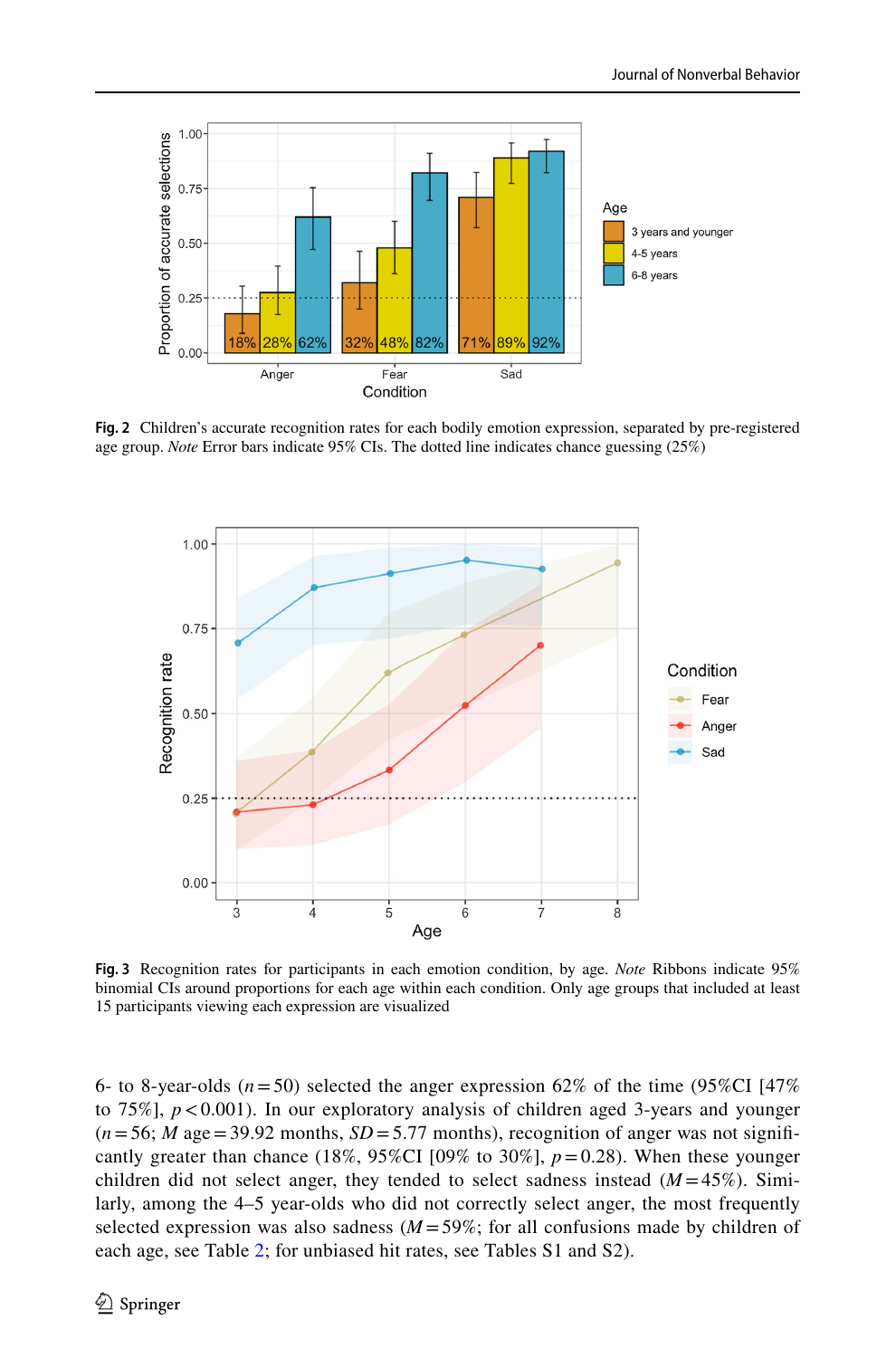**Fig. 2** Children's accurate recognition rates for each bodily emotion expression, separated by pre-registered age group. *Note* Error bars indicate 95% CIs. The dotted line indicates chance guessing (25%)

**Fig. 3** Recognition rates for participants in each emotion condition, by age. *Note* Ribbons indicate 95% binomial CIs around proportions for each age within each condition. Only age groups that included at least 15 participants viewing each expression are visualized

6- to 8-year-olds ($n = 50$) selected the anger expression 62% of the time (95%CI [47% to 75%], $p < 0.001$). In our exploratory analysis of children aged 3-years and younger ($n = 56$; $M$ age = 39.92 months, $SD = 5.77$ months), recognition of anger was not significantly greater than chance (18%, 95%CI [09% to 30%], $p = 0.28$). When these younger children did not select anger, they tended to select sadness instead ($M = 45\%$). Similarly, among the 4–5 year-olds who did not correctly select anger, the most frequently selected expression was also sadness ($M = 59\%$; for all confusions made by children of each age, see Table 2; for unbiased hit rates, see Tables S1 and S2).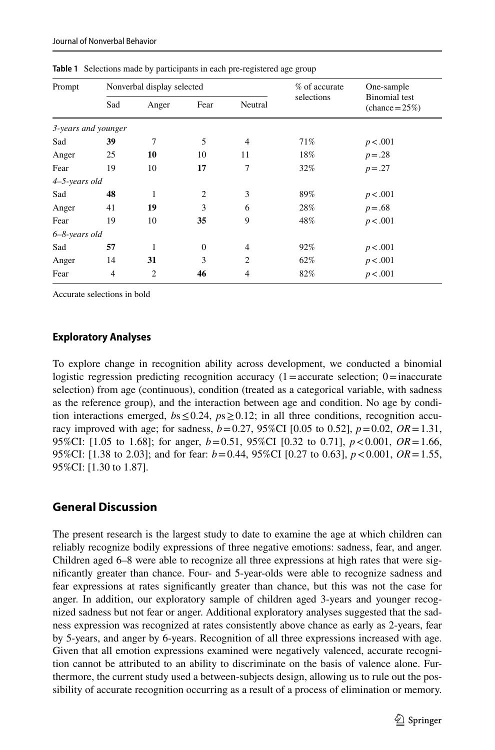**Table 1** Selections made by participants in each pre-registered age group

| Prompt | Nonverbal display selected | | | | % of accurate selections | One-sample Binomial test (chance = 25%) |
|---|---|---|---|---|---|---|
| | Sad | Anger | Fear | Neutral | | |
| *3-years and younger* | | | | | | |
| Sad | **39** | 7 | 5 | 4 | 71% | $p < .001$ |
| Anger | 25 | **10** | 10 | 11 | 18% | $p = .28$ |
| Fear | 19 | 10 | **17** | 7 | 32% | $p = .27$ |
| *4–5-years old* | | | | | | |
| Sad | **48** | 1 | 2 | 3 | 89% | $p < .001$ |
| Anger | 41 | **19** | 3 | 6 | 28% | $p = .68$ |
| Fear | 19 | 10 | **35** | 9 | 48% | $p < .001$ |
| *6–8-years old* | | | | | | |
| Sad | **57** | 1 | 0 | 4 | 92% | $p < .001$ |
| Anger | 14 | **31** | 3 | 2 | 62% | $p < .001$ |
| Fear | 4 | 2 | **46** | 4 | 82% | $p < .001$ |

Accurate selections in bold

### Exploratory Analyses

To explore change in recognition ability across development, we conducted a binomial logistic regression predicting recognition accuracy (1 = accurate selection; 0 = inaccurate selection) from age (continuous), condition (treated as a categorical variable, with sadness as the reference group), and the interaction between age and condition. No age by condition interactions emerged, $bs \leq 0.24$, $ps \geq 0.12$; in all three conditions, recognition accuracy improved with age; for sadness, $b = 0.27$, 95%CI [0.05 to 0.52], $p = 0.02$, $OR = 1.31$, 95%CI: [1.05 to 1.68]; for anger, $b = 0.51$, 95%CI [0.32 to 0.71], $p < 0.001$, $OR = 1.66$, 95%CI: [1.38 to 2.03]; and for fear: $b = 0.44$, 95%CI [0.27 to 0.63], $p < 0.001$, $OR = 1.55$, 95%CI: [1.30 to 1.87].

## General Discussion

The present research is the largest study to date to examine the age at which children can reliably recognize bodily expressions of three negative emotions: sadness, fear, and anger. Children aged 6–8 were able to recognize all three expressions at high rates that were significantly greater than chance. Four- and 5-year-olds were able to recognize sadness and fear expressions at rates significantly greater than chance, but this was not the case for anger. In addition, our exploratory sample of children aged 3-years and younger recognized sadness but not fear or anger. Additional exploratory analyses suggested that the sadness expression was recognized at rates consistently above chance as early as 2-years, fear by 5-years, and anger by 6-years. Recognition of all three expressions increased with age. Given that all emotion expressions examined were negatively valenced, accurate recognition cannot be attributed to an ability to discriminate on the basis of valence alone. Furthermore, the current study used a between-subjects design, allowing us to rule out the possibility of accurate recognition occurring as a result of a process of elimination or memory.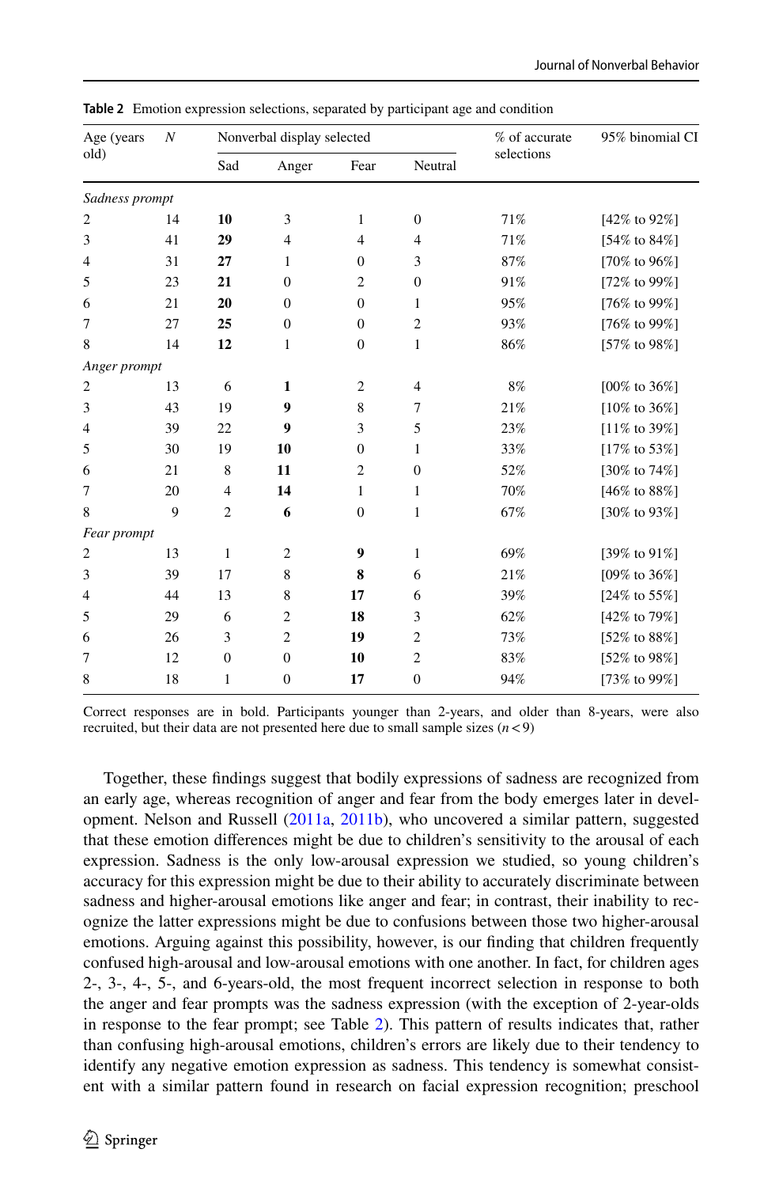**Table 2** Emotion expression selections, separated by participant age and condition

| Age (years old) | *N* | Nonverbal display selected | | | | % of accurate selections | 95% binomial CI |
|---|---|---|---|---|---|---|---|
| | | Sad | Anger | Fear | Neutral | | |
| *Sadness prompt* | | | | | | | |
| 2 | 14 | **10** | 3 | 1 | 0 | 71% | [42% to 92%] |
| 3 | 41 | **29** | 4 | 4 | 4 | 71% | [54% to 84%] |
| 4 | 31 | **27** | 1 | 0 | 3 | 87% | [70% to 96%] |
| 5 | 23 | **21** | 0 | 2 | 0 | 91% | [72% to 99%] |
| 6 | 21 | **20** | 0 | 0 | 1 | 95% | [76% to 99%] |
| 7 | 27 | **25** | 0 | 0 | 2 | 93% | [76% to 99%] |
| 8 | 14 | **12** | 1 | 0 | 1 | 86% | [57% to 98%] |
| *Anger prompt* | | | | | | | |
| 2 | 13 | 6 | **1** | 2 | 4 | 8% | [00% to 36%] |
| 3 | 43 | 19 | **9** | 8 | 7 | 21% | [10% to 36%] |
| 4 | 39 | 22 | **9** | 3 | 5 | 23% | [11% to 39%] |
| 5 | 30 | 19 | **10** | 0 | 1 | 33% | [17% to 53%] |
| 6 | 21 | 8 | **11** | 2 | 0 | 52% | [30% to 74%] |
| 7 | 20 | 4 | **14** | 1 | 1 | 70% | [46% to 88%] |
| 8 | 9 | 2 | **6** | 0 | 1 | 67% | [30% to 93%] |
| *Fear prompt* | | | | | | | |
| 2 | 13 | 1 | 2 | **9** | 1 | 69% | [39% to 91%] |
| 3 | 39 | 17 | 8 | **8** | 6 | 21% | [09% to 36%] |
| 4 | 44 | 13 | 8 | **17** | 6 | 39% | [24% to 55%] |
| 5 | 29 | 6 | 2 | **18** | 3 | 62% | [42% to 79%] |
| 6 | 26 | 3 | 2 | **19** | 2 | 73% | [52% to 88%] |
| 7 | 12 | 0 | 0 | **10** | 2 | 83% | [52% to 98%] |
| 8 | 18 | 1 | 0 | **17** | 0 | 94% | [73% to 99%] |

Correct responses are in bold. Participants younger than 2-years, and older than 8-years, were also recruited, but their data are not presented here due to small sample sizes ($n < 9$)

Together, these findings suggest that bodily expressions of sadness are recognized from an early age, whereas recognition of anger and fear from the body emerges later in development. Nelson and Russell (2011a, 2011b), who uncovered a similar pattern, suggested that these emotion differences might be due to children's sensitivity to the arousal of each expression. Sadness is the only low-arousal expression we studied, so young children's accuracy for this expression might be due to their ability to accurately discriminate between sadness and higher-arousal emotions like anger and fear; in contrast, their inability to recognize the latter expressions might be due to confusions between those two higher-arousal emotions. Arguing against this possibility, however, is our finding that children frequently confused high-arousal and low-arousal emotions with one another. In fact, for children ages 2-, 3-, 4-, 5-, and 6-years-old, the most frequent incorrect selection in response to both the anger and fear prompts was the sadness expression (with the exception of 2-year-olds in response to the fear prompt; see Table 2). This pattern of results indicates that, rather than confusing high-arousal emotions, children's errors are likely due to their tendency to identify any negative emotion expression as sadness. This tendency is somewhat consistent with a similar pattern found in research on facial expression recognition; preschool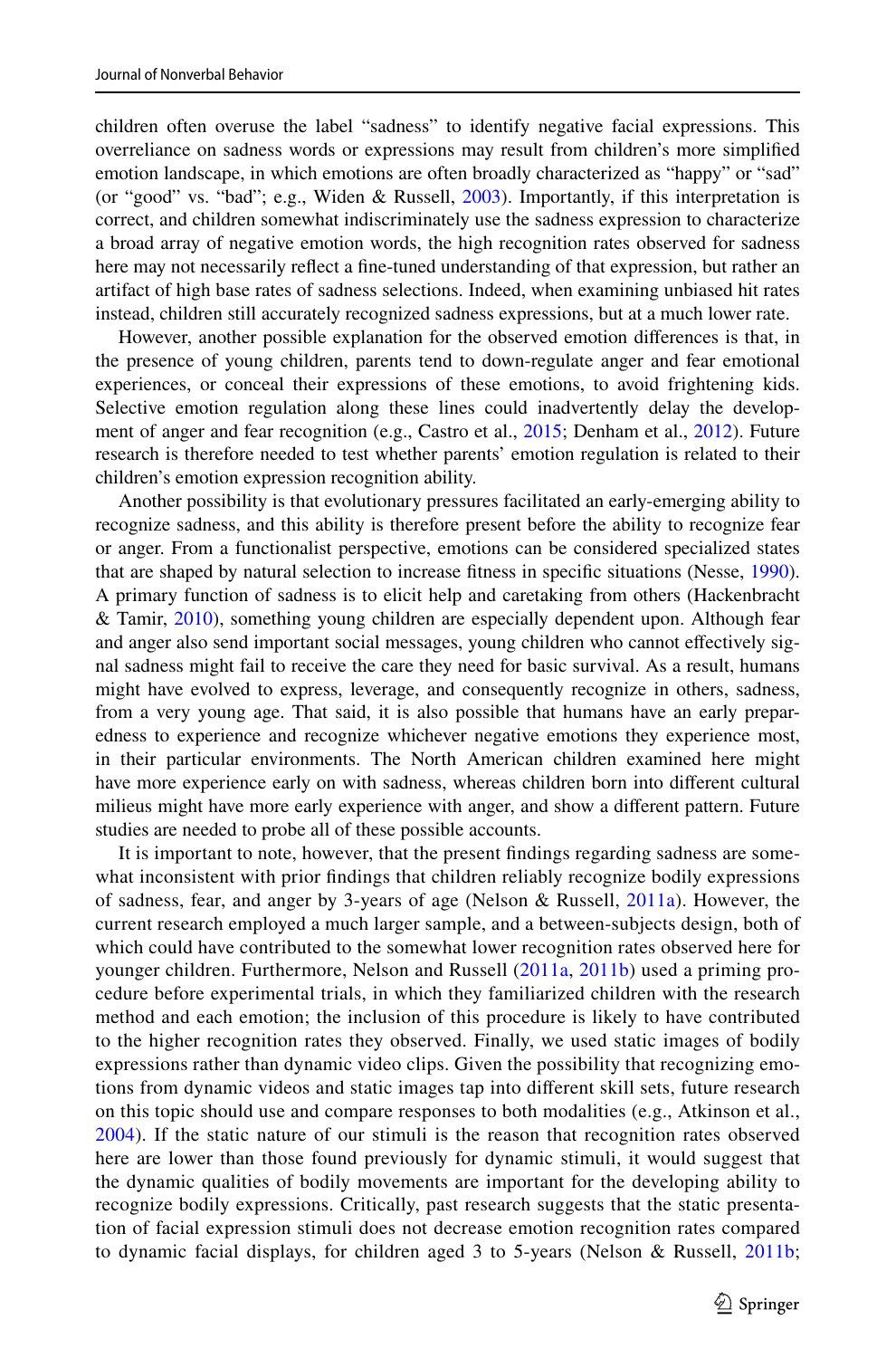children often overuse the label "sadness" to identify negative facial expressions. This overreliance on sadness words or expressions may result from children's more simplified emotion landscape, in which emotions are often broadly characterized as "happy" or "sad" (or "good" vs. "bad"; e.g., Widen & Russell, 2003). Importantly, if this interpretation is correct, and children somewhat indiscriminately use the sadness expression to characterize a broad array of negative emotion words, the high recognition rates observed for sadness here may not necessarily reflect a fine-tuned understanding of that expression, but rather an artifact of high base rates of sadness selections. Indeed, when examining unbiased hit rates instead, children still accurately recognized sadness expressions, but at a much lower rate.

However, another possible explanation for the observed emotion differences is that, in the presence of young children, parents tend to down-regulate anger and fear emotional experiences, or conceal their expressions of these emotions, to avoid frightening kids. Selective emotion regulation along these lines could inadvertently delay the development of anger and fear recognition (e.g., Castro et al., 2015; Denham et al., 2012). Future research is therefore needed to test whether parents' emotion regulation is related to their children's emotion expression recognition ability.

Another possibility is that evolutionary pressures facilitated an early-emerging ability to recognize sadness, and this ability is therefore present before the ability to recognize fear or anger. From a functionalist perspective, emotions can be considered specialized states that are shaped by natural selection to increase fitness in specific situations (Nesse, 1990). A primary function of sadness is to elicit help and caretaking from others (Hackenbracht & Tamir, 2010), something young children are especially dependent upon. Although fear and anger also send important social messages, young children who cannot effectively signal sadness might fail to receive the care they need for basic survival. As a result, humans might have evolved to express, leverage, and consequently recognize in others, sadness, from a very young age. That said, it is also possible that humans have an early preparedness to experience and recognize whichever negative emotions they experience most, in their particular environments. The North American children examined here might have more experience early on with sadness, whereas children born into different cultural milieus might have more early experience with anger, and show a different pattern. Future studies are needed to probe all of these possible accounts.

It is important to note, however, that the present findings regarding sadness are somewhat inconsistent with prior findings that children reliably recognize bodily expressions of sadness, fear, and anger by 3-years of age (Nelson & Russell, 2011a). However, the current research employed a much larger sample, and a between-subjects design, both of which could have contributed to the somewhat lower recognition rates observed here for younger children. Furthermore, Nelson and Russell (2011a, 2011b) used a priming procedure before experimental trials, in which they familiarized children with the research method and each emotion; the inclusion of this procedure is likely to have contributed to the higher recognition rates they observed. Finally, we used static images of bodily expressions rather than dynamic video clips. Given the possibility that recognizing emotions from dynamic videos and static images tap into different skill sets, future research on this topic should use and compare responses to both modalities (e.g., Atkinson et al., 2004). If the static nature of our stimuli is the reason that recognition rates observed here are lower than those found previously for dynamic stimuli, it would suggest that the dynamic qualities of bodily movements are important for the developing ability to recognize bodily expressions. Critically, past research suggests that the static presentation of facial expression stimuli does not decrease emotion recognition rates compared to dynamic facial displays, for children aged 3 to 5-years (Nelson & Russell, 2011b;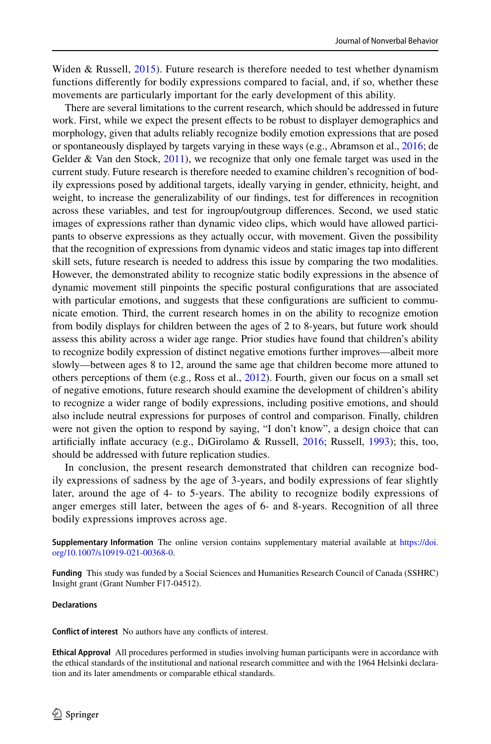Widen & Russell, 2015). Future research is therefore needed to test whether dynamism functions differently for bodily expressions compared to facial, and, if so, whether these movements are particularly important for the early development of this ability.

There are several limitations to the current research, which should be addressed in future work. First, while we expect the present effects to be robust to displayer demographics and morphology, given that adults reliably recognize bodily emotion expressions that are posed or spontaneously displayed by targets varying in these ways (e.g., Abramson et al., 2016; de Gelder & Van den Stock, 2011), we recognize that only one female target was used in the current study. Future research is therefore needed to examine children's recognition of bodily expressions posed by additional targets, ideally varying in gender, ethnicity, height, and weight, to increase the generalizability of our findings, test for differences in recognition across these variables, and test for ingroup/outgroup differences. Second, we used static images of expressions rather than dynamic video clips, which would have allowed participants to observe expressions as they actually occur, with movement. Given the possibility that the recognition of expressions from dynamic videos and static images tap into different skill sets, future research is needed to address this issue by comparing the two modalities. However, the demonstrated ability to recognize static bodily expressions in the absence of dynamic movement still pinpoints the specific postural configurations that are associated with particular emotions, and suggests that these configurations are sufficient to communicate emotion. Third, the current research homes in on the ability to recognize emotion from bodily displays for children between the ages of 2 to 8-years, but future work should assess this ability across a wider age range. Prior studies have found that children's ability to recognize bodily expression of distinct negative emotions further improves—albeit more slowly—between ages 8 to 12, around the same age that children become more attuned to others perceptions of them (e.g., Ross et al., 2012). Fourth, given our focus on a small set of negative emotions, future research should examine the development of children's ability to recognize a wider range of bodily expressions, including positive emotions, and should also include neutral expressions for purposes of control and comparison. Finally, children were not given the option to respond by saying, "I don't know", a design choice that can artificially inflate accuracy (e.g., DiGirolamo & Russell, 2016; Russell, 1993); this, too, should be addressed with future replication studies.

In conclusion, the present research demonstrated that children can recognize bodily expressions of sadness by the age of 3-years, and bodily expressions of fear slightly later, around the age of 4- to 5-years. The ability to recognize bodily expressions of anger emerges still later, between the ages of 6- and 8-years. Recognition of all three bodily expressions improves across age.

**Supplementary Information** The online version contains supplementary material available at https://doi.org/10.1007/s10919-021-00368-0.

**Funding** This study was funded by a Social Sciences and Humanities Research Council of Canada (SSHRC) Insight grant (Grant Number F17-04512).

**Declarations**

**Conflict of interest** No authors have any conflicts of interest.

**Ethical Approval** All procedures performed in studies involving human participants were in accordance with the ethical standards of the institutional and national research committee and with the 1964 Helsinki declaration and its later amendments or comparable ethical standards.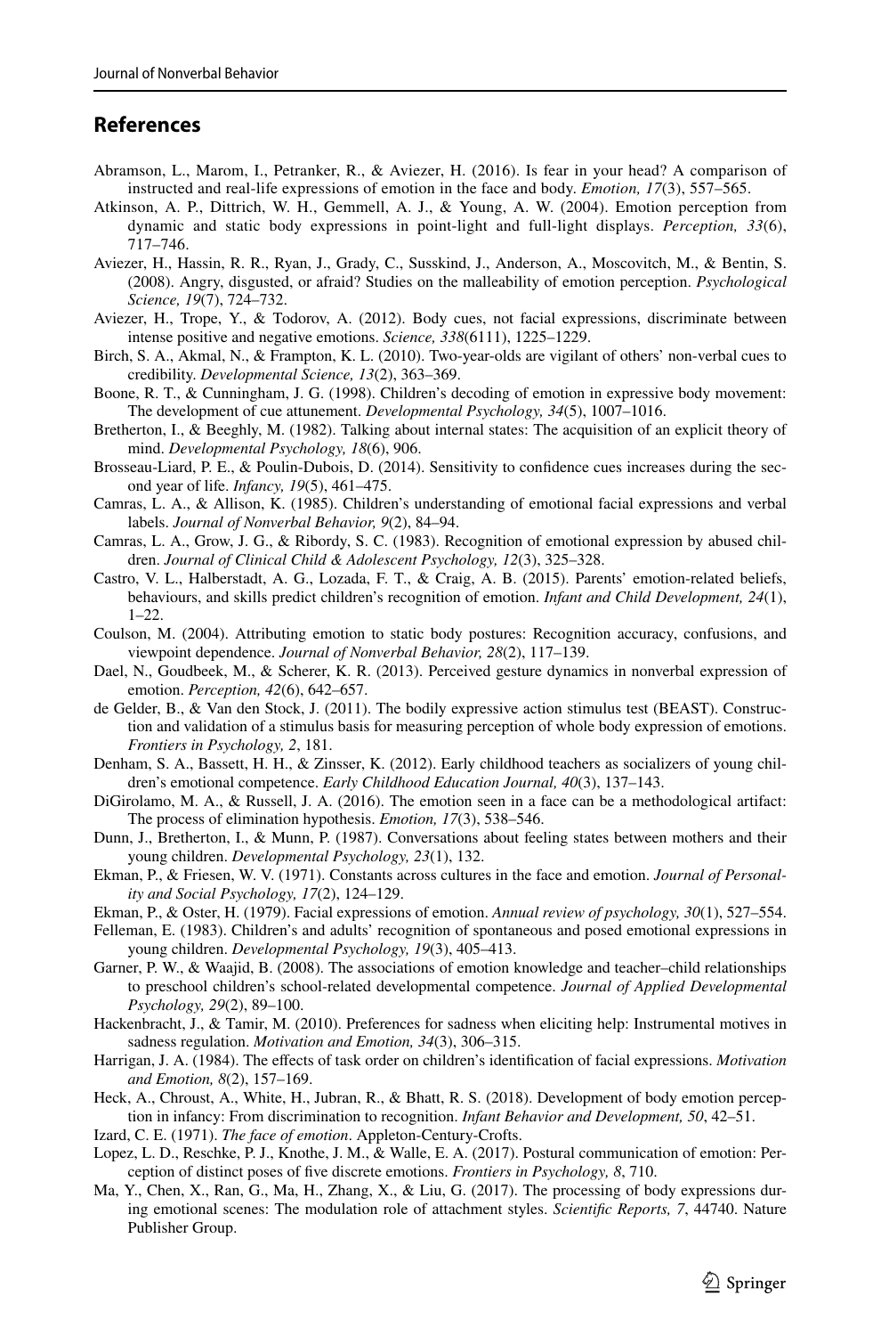## References

Abramson, L., Marom, I., Petranker, R., & Aviezer, H. (2016). Is fear in your head? A comparison of instructed and real-life expressions of emotion in the face and body. *Emotion, 17*(3), 557–565.

Atkinson, A. P., Dittrich, W. H., Gemmell, A. J., & Young, A. W. (2004). Emotion perception from dynamic and static body expressions in point-light and full-light displays. *Perception, 33*(6), 717–746.

Aviezer, H., Hassin, R. R., Ryan, J., Grady, C., Susskind, J., Anderson, A., Moscovitch, M., & Bentin, S. (2008). Angry, disgusted, or afraid? Studies on the malleability of emotion perception. *Psychological Science, 19*(7), 724–732.

Aviezer, H., Trope, Y., & Todorov, A. (2012). Body cues, not facial expressions, discriminate between intense positive and negative emotions. *Science, 338*(6111), 1225–1229.

Birch, S. A., Akmal, N., & Frampton, K. L. (2010). Two-year-olds are vigilant of others' non-verbal cues to credibility. *Developmental Science, 13*(2), 363–369.

Boone, R. T., & Cunningham, J. G. (1998). Children's decoding of emotion in expressive body movement: The development of cue attunement. *Developmental Psychology, 34*(5), 1007–1016.

Bretherton, I., & Beeghly, M. (1982). Talking about internal states: The acquisition of an explicit theory of mind. *Developmental Psychology, 18*(6), 906.

Brosseau-Liard, P. E., & Poulin-Dubois, D. (2014). Sensitivity to confidence cues increases during the second year of life. *Infancy, 19*(5), 461–475.

Camras, L. A., & Allison, K. (1985). Children's understanding of emotional facial expressions and verbal labels. *Journal of Nonverbal Behavior, 9*(2), 84–94.

Camras, L. A., Grow, J. G., & Ribordy, S. C. (1983). Recognition of emotional expression by abused children. *Journal of Clinical Child & Adolescent Psychology, 12*(3), 325–328.

Castro, V. L., Halberstadt, A. G., Lozada, F. T., & Craig, A. B. (2015). Parents' emotion-related beliefs, behaviours, and skills predict children's recognition of emotion. *Infant and Child Development, 24*(1), 1–22.

Coulson, M. (2004). Attributing emotion to static body postures: Recognition accuracy, confusions, and viewpoint dependence. *Journal of Nonverbal Behavior, 28*(2), 117–139.

Dael, N., Goudbeek, M., & Scherer, K. R. (2013). Perceived gesture dynamics in nonverbal expression of emotion. *Perception, 42*(6), 642–657.

de Gelder, B., & Van den Stock, J. (2011). The bodily expressive action stimulus test (BEAST). Construction and validation of a stimulus basis for measuring perception of whole body expression of emotions. *Frontiers in Psychology, 2*, 181.

Denham, S. A., Bassett, H. H., & Zinsser, K. (2012). Early childhood teachers as socializers of young children's emotional competence. *Early Childhood Education Journal, 40*(3), 137–143.

DiGirolamo, M. A., & Russell, J. A. (2016). The emotion seen in a face can be a methodological artifact: The process of elimination hypothesis. *Emotion, 17*(3), 538–546.

Dunn, J., Bretherton, I., & Munn, P. (1987). Conversations about feeling states between mothers and their young children. *Developmental Psychology, 23*(1), 132.

Ekman, P., & Friesen, W. V. (1971). Constants across cultures in the face and emotion. *Journal of Personality and Social Psychology, 17*(2), 124–129.

Ekman, P., & Oster, H. (1979). Facial expressions of emotion. *Annual review of psychology, 30*(1), 527–554.

Felleman, E. (1983). Children's and adults' recognition of spontaneous and posed emotional expressions in young children. *Developmental Psychology, 19*(3), 405–413.

Garner, P. W., & Waajid, B. (2008). The associations of emotion knowledge and teacher–child relationships to preschool children's school-related developmental competence. *Journal of Applied Developmental Psychology, 29*(2), 89–100.

Hackenbracht, J., & Tamir, M. (2010). Preferences for sadness when eliciting help: Instrumental motives in sadness regulation. *Motivation and Emotion, 34*(3), 306–315.

Harrigan, J. A. (1984). The effects of task order on children's identification of facial expressions. *Motivation and Emotion, 8*(2), 157–169.

Heck, A., Chroust, A., White, H., Jubran, R., & Bhatt, R. S. (2018). Development of body emotion perception in infancy: From discrimination to recognition. *Infant Behavior and Development, 50*, 42–51.

Izard, C. E. (1971). *The face of emotion*. Appleton-Century-Crofts.

Lopez, L. D., Reschke, P. J., Knothe, J. M., & Walle, E. A. (2017). Postural communication of emotion: Perception of distinct poses of five discrete emotions. *Frontiers in Psychology, 8*, 710.

Ma, Y., Chen, X., Ran, G., Ma, H., Zhang, X., & Liu, G. (2017). The processing of body expressions during emotional scenes: The modulation role of attachment styles. *Scientific Reports, 7*, 44740. Nature Publisher Group.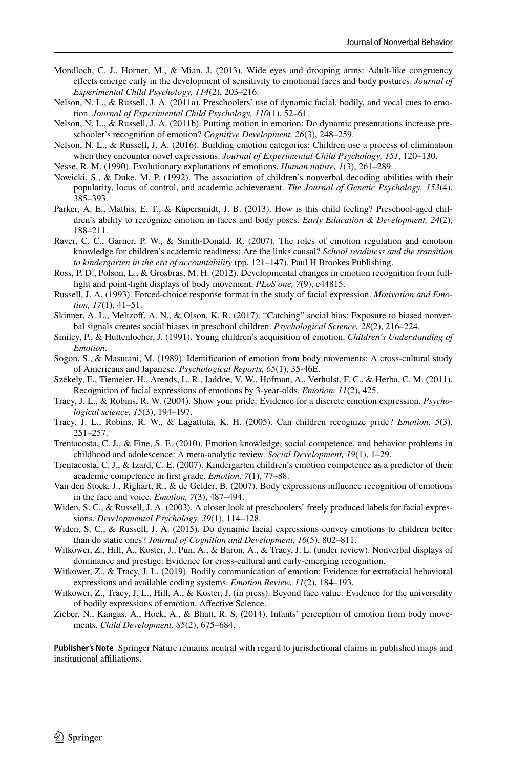Mondloch, C. J., Horner, M., & Mian, J. (2013). Wide eyes and drooping arms: Adult-like congruency effects emerge early in the development of sensitivity to emotional faces and body postures. *Journal of Experimental Child Psychology, 114*(2), 203–216.

Nelson, N. L., & Russell, J. A. (2011a). Preschoolers' use of dynamic facial, bodily, and vocal cues to emotion. *Journal of Experimental Child Psychology, 110*(1), 52–61.

Nelson, N. L., & Russell, J. A. (2011b). Putting motion in emotion: Do dynamic presentations increase preschooler's recognition of emotion? *Cognitive Development, 26*(3), 248–259.

Nelson, N. L., & Russell, J. A. (2016). Building emotion categories: Children use a process of elimination when they encounter novel expressions. *Journal of Experimental Child Psychology, 151*, 120–130.

Nesse, R. M. (1990). Evolutionary explanations of emotions. *Human nature, 1*(3), 261–289.

Nowicki, S., & Duke, M. P. (1992). The association of children's nonverbal decoding abilities with their popularity, locus of control, and academic achievement. *The Journal of Genetic Psychology, 153*(4), 385–393.

Parker, A. E., Mathis, E. T., & Kupersmidt, J. B. (2013). How is this child feeling? Preschool-aged children's ability to recognize emotion in faces and body poses. *Early Education & Development, 24*(2), 188–211.

Raver, C. C., Garner, P. W., & Smith-Donald, R. (2007). The roles of emotion regulation and emotion knowledge for children's academic readiness: Are the links causal? *School readiness and the transition to kindergarten in the era of accountability* (pp. 121–147). Paul H Brookes Publishing.

Ross, P. D., Polson, L., & Grosbras, M. H. (2012). Developmental changes in emotion recognition from full-light and point-light displays of body movement. *PLoS one, 7*(9), e44815.

Russell, J. A. (1993). Forced-choice response format in the study of facial expression. *Motivation and Emotion, 17*(1), 41–51.

Skinner, A. L., Meltzoff, A. N., & Olson, K. R. (2017). "Catching" social bias: Exposure to biased nonverbal signals creates social biases in preschool children. *Psychological Science, 28*(2), 216–224.

Smiley, P., & Huttenlocher, J. (1991). Young children's acquisition of emotion. *Children's Understanding of Emotion*.

Sogon, S., & Masutani, M. (1989). Identification of emotion from body movements: A cross-cultural study of Americans and Japanese. *Psychological Reports, 65*(1), 35-46E.

Székely, E., Tiemeier, H., Arends, L. R., Jaddoe, V. W., Hofman, A., Verhulst, F. C., & Herba, C. M. (2011). Recognition of facial expressions of emotions by 3-year-olds. *Emotion, 11*(2), 425.

Tracy, J. L., & Robins, R. W. (2004). Show your pride: Evidence for a discrete emotion expression. *Psychological science, 15*(3), 194–197.

Tracy, J. L., Robins, R. W., & Lagattuta, K. H. (2005). Can children recognize pride? *Emotion, 5*(3), 251–257.

Trentacosta, C. J., & Fine, S. E. (2010). Emotion knowledge, social competence, and behavior problems in childhood and adolescence: A meta-analytic review. *Social Development, 19*(1), 1–29.

Trentacosta, C. J., & Izard, C. E. (2007). Kindergarten children's emotion competence as a predictor of their academic competence in first grade. *Emotion, 7*(1), 77–88.

Van den Stock, J., Righart, R., & de Gelder, B. (2007). Body expressions influence recognition of emotions in the face and voice. *Emotion, 7*(3), 487–494.

Widen, S. C., & Russell, J. A. (2003). A closer look at preschoolers' freely produced labels for facial expressions. *Developmental Psychology, 39*(1), 114–128.

Widen, S. C., & Russell, J. A. (2015). Do dynamic facial expressions convey emotions to children better than do static ones? *Journal of Cognition and Development, 16*(5), 802–811.

Witkower, Z., Hill, A., Koster, J., Pun, A., & Baron, A., & Tracy, J. L. (under review). Nonverbal displays of dominance and prestige: Evidence for cross-cultural and early-emerging recognition.

Witkower, Z., & Tracy, J. L. (2019). Bodily communication of emotion: Evidence for extrafacial behavioral expressions and available coding systems. *Emotion Review, 11*(2), 184–193.

Witkower, Z., Tracy, J. L., Hill, A., & Koster, J. (in press). Beyond face value: Evidence for the universality of bodily expressions of emotion. Affective Science.

Zieber, N., Kangas, A., Hock, A., & Bhatt, R. S. (2014). Infants' perception of emotion from body movements. *Child Development, 85*(2), 675–684.

**Publisher's Note** Springer Nature remains neutral with regard to jurisdictional claims in published maps and institutional affiliations.